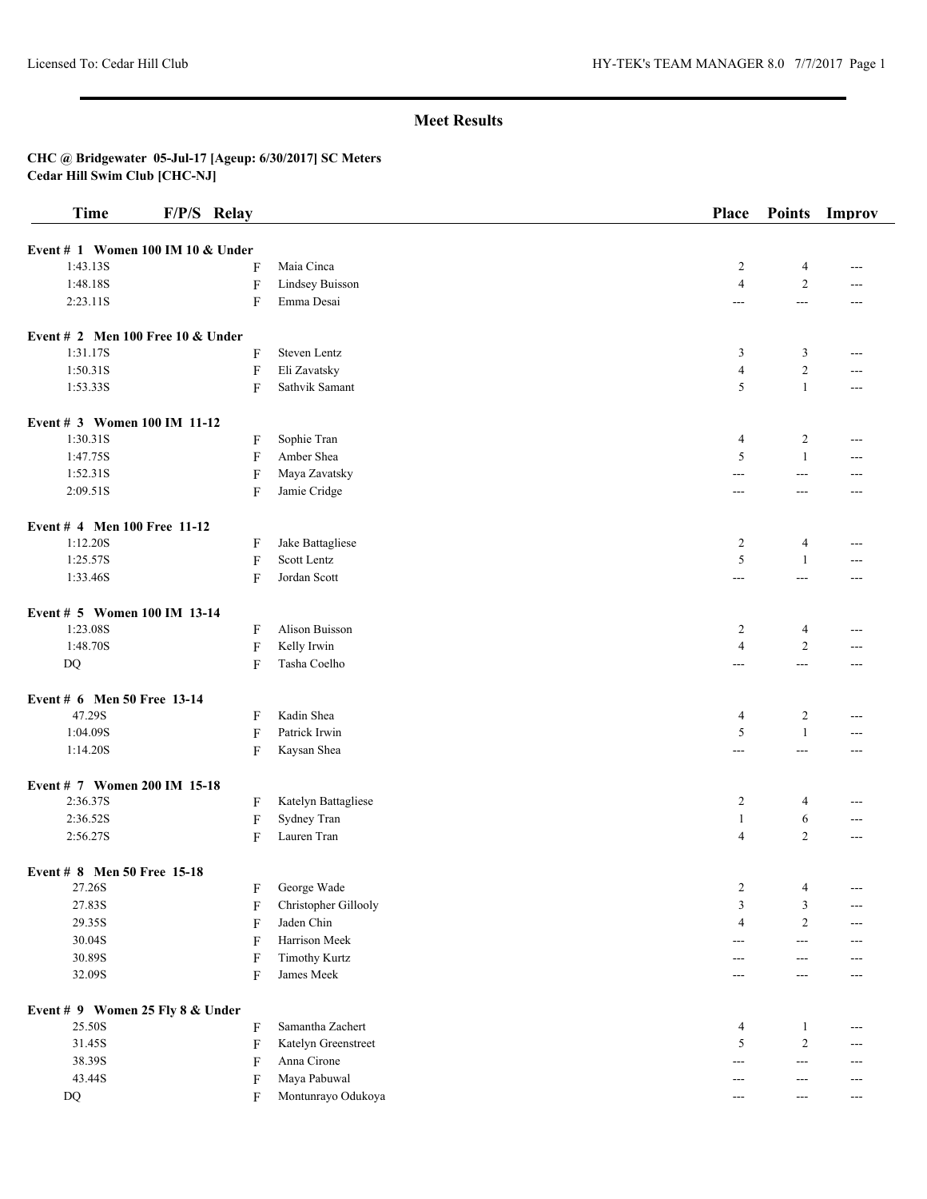# Meet Results

**CHC @ Bridgewater 05-Jul-17 [Ageup: 6/30/2017] SC Meters**
**Cedar Hill Swim Club [CHC-NJ]**

| Time | F/P/S | Relay | Place | Points | Improv |
|---|---|---|---|---|---|
| **Event # 1 Women 100 IM 10 & Under** | | | | | |
| 1:43.13S | F | Maia Cinca | 2 | 4 | --- |
| 1:48.18S | F | Lindsey Buisson | 4 | 2 | --- |
| 2:23.11S | F | Emma Desai | --- | --- | --- |
| **Event # 2 Men 100 Free 10 & Under** | | | | | |
| 1:31.17S | F | Steven Lentz | 3 | 3 | --- |
| 1:50.31S | F | Eli Zavatsky | 4 | 2 | --- |
| 1:53.33S | F | Sathvik Samant | 5 | 1 | --- |
| **Event # 3 Women 100 IM 11-12** | | | | | |
| 1:30.31S | F | Sophie Tran | 4 | 2 | --- |
| 1:47.75S | F | Amber Shea | 5 | 1 | --- |
| 1:52.31S | F | Maya Zavatsky | --- | --- | --- |
| 2:09.51S | F | Jamie Cridge | --- | --- | --- |
| **Event # 4 Men 100 Free 11-12** | | | | | |
| 1:12.20S | F | Jake Battagliese | 2 | 4 | --- |
| 1:25.57S | F | Scott Lentz | 5 | 1 | --- |
| 1:33.46S | F | Jordan Scott | --- | --- | --- |
| **Event # 5 Women 100 IM 13-14** | | | | | |
| 1:23.08S | F | Alison Buisson | 2 | 4 | --- |
| 1:48.70S | F | Kelly Irwin | 4 | 2 | --- |
| DQ | F | Tasha Coelho | --- | --- | --- |
| **Event # 6 Men 50 Free 13-14** | | | | | |
| 47.29S | F | Kadin Shea | 4 | 2 | --- |
| 1:04.09S | F | Patrick Irwin | 5 | 1 | --- |
| 1:14.20S | F | Kaysan Shea | --- | --- | --- |
| **Event # 7 Women 200 IM 15-18** | | | | | |
| 2:36.37S | F | Katelyn Battagliese | 2 | 4 | --- |
| 2:36.52S | F | Sydney Tran | 1 | 6 | --- |
| 2:56.27S | F | Lauren Tran | 4 | 2 | --- |
| **Event # 8 Men 50 Free 15-18** | | | | | |
| 27.26S | F | George Wade | 2 | 4 | --- |
| 27.83S | F | Christopher Gillooly | 3 | 3 | --- |
| 29.35S | F | Jaden Chin | 4 | 2 | --- |
| 30.04S | F | Harrison Meek | --- | --- | --- |
| 30.89S | F | Timothy Kurtz | --- | --- | --- |
| 32.09S | F | James Meek | --- | --- | --- |
| **Event # 9 Women 25 Fly 8 & Under** | | | | | |
| 25.50S | F | Samantha Zachert | 4 | 1 | --- |
| 31.45S | F | Katelyn Greenstreet | 5 | 2 | --- |
| 38.39S | F | Anna Cirone | --- | --- | --- |
| 43.44S | F | Maya Pabuwal | --- | --- | --- |
| DQ | F | Montunrayo Odukoya | --- | --- | --- |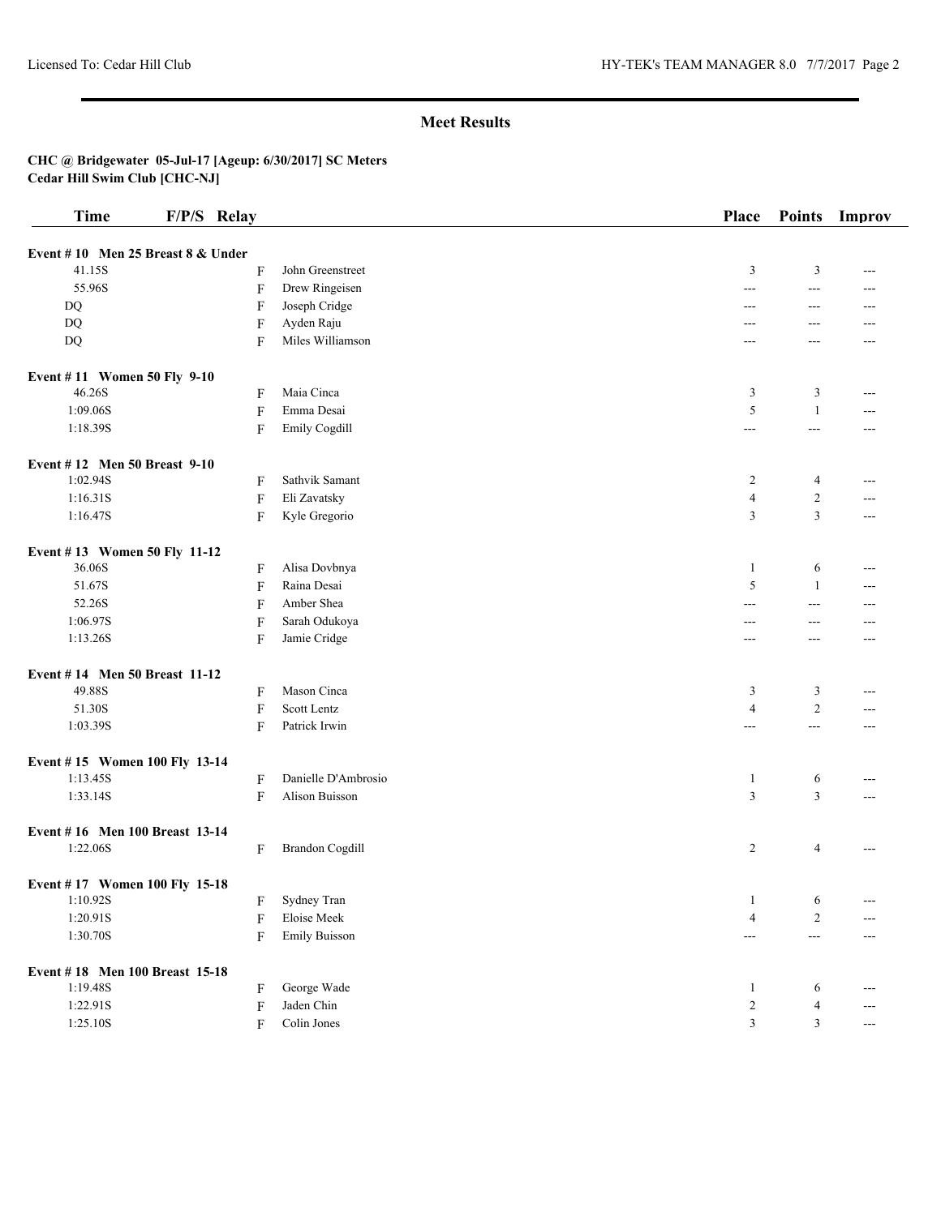## Meet Results

**CHC @ Bridgewater 05-Jul-17 [Ageup: 6/30/2017] SC Meters**
**Cedar Hill Swim Club [CHC-NJ]**

| Time | F/P/S | Relay | Place | Points | Improv |
|---|---|---|---|---|---|
| **Event # 10 Men 25 Breast 8 & Under** | | | | | |
| 41.15S | F | John Greenstreet | 3 | 3 | --- |
| 55.96S | F | Drew Ringeisen | --- | --- | --- |
| DQ | F | Joseph Cridge | --- | --- | --- |
| DQ | F | Ayden Raju | --- | --- | --- |
| DQ | F | Miles Williamson | --- | --- | --- |
| **Event # 11 Women 50 Fly 9-10** | | | | | |
| 46.26S | F | Maia Cinca | 3 | 3 | --- |
| 1:09.06S | F | Emma Desai | 5 | 1 | --- |
| 1:18.39S | F | Emily Cogdill | --- | --- | --- |
| **Event # 12 Men 50 Breast 9-10** | | | | | |
| 1:02.94S | F | Sathvik Samant | 2 | 4 | --- |
| 1:16.31S | F | Eli Zavatsky | 4 | 2 | --- |
| 1:16.47S | F | Kyle Gregorio | 3 | 3 | --- |
| **Event # 13 Women 50 Fly 11-12** | | | | | |
| 36.06S | F | Alisa Dovbnya | 1 | 6 | --- |
| 51.67S | F | Raina Desai | 5 | 1 | --- |
| 52.26S | F | Amber Shea | --- | --- | --- |
| 1:06.97S | F | Sarah Odukoya | --- | --- | --- |
| 1:13.26S | F | Jamie Cridge | --- | --- | --- |
| **Event # 14 Men 50 Breast 11-12** | | | | | |
| 49.88S | F | Mason Cinca | 3 | 3 | --- |
| 51.30S | F | Scott Lentz | 4 | 2 | --- |
| 1:03.39S | F | Patrick Irwin | --- | --- | --- |
| **Event # 15 Women 100 Fly 13-14** | | | | | |
| 1:13.45S | F | Danielle D'Ambrosio | 1 | 6 | --- |
| 1:33.14S | F | Alison Buisson | 3 | 3 | --- |
| **Event # 16 Men 100 Breast 13-14** | | | | | |
| 1:22.06S | F | Brandon Cogdill | 2 | 4 | --- |
| **Event # 17 Women 100 Fly 15-18** | | | | | |
| 1:10.92S | F | Sydney Tran | 1 | 6 | --- |
| 1:20.91S | F | Eloise Meek | 4 | 2 | --- |
| 1:30.70S | F | Emily Buisson | --- | --- | --- |
| **Event # 18 Men 100 Breast 15-18** | | | | | |
| 1:19.48S | F | George Wade | 1 | 6 | --- |
| 1:22.91S | F | Jaden Chin | 2 | 4 | --- |
| 1:25.10S | F | Colin Jones | 3 | 3 | --- |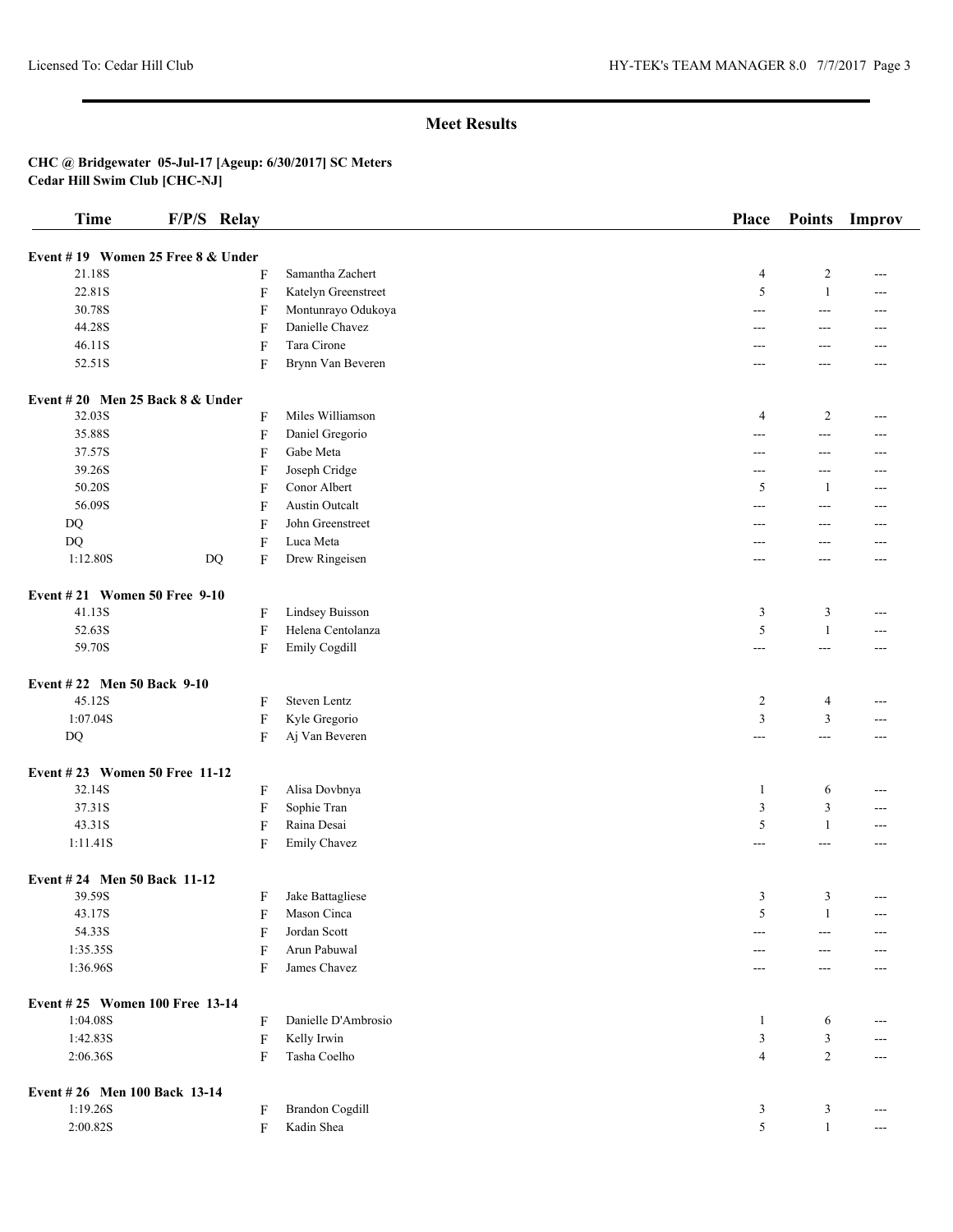## Meet Results

**CHC @ Bridgewater 05-Jul-17 [Ageup: 6/30/2017] SC Meters**
**Cedar Hill Swim Club [CHC-NJ]**

| Time | F/P/S | Relay | | Place | Points | Improv |
|---|---|---|---|---|---|---|
| **Event # 19 Women 25 Free 8 & Under** | | | | | | |
| 21.18S | | F | Samantha Zachert | 4 | 2 | --- |
| 22.81S | | F | Katelyn Greenstreet | 5 | 1 | --- |
| 30.78S | | F | Montunrayo Odukoya | --- | --- | --- |
| 44.28S | | F | Danielle Chavez | --- | --- | --- |
| 46.11S | | F | Tara Cirone | --- | --- | --- |
| 52.51S | | F | Brynn Van Beveren | --- | --- | --- |
| **Event # 20 Men 25 Back 8 & Under** | | | | | | |
| 32.03S | | F | Miles Williamson | 4 | 2 | --- |
| 35.88S | | F | Daniel Gregorio | --- | --- | --- |
| 37.57S | | F | Gabe Meta | --- | --- | --- |
| 39.26S | | F | Joseph Cridge | --- | --- | --- |
| 50.20S | | F | Conor Albert | 5 | 1 | --- |
| 56.09S | | F | Austin Outcalt | --- | --- | --- |
| DQ | | F | John Greenstreet | --- | --- | --- |
| DQ | | F | Luca Meta | --- | --- | --- |
| 1:12.80S | DQ | F | Drew Ringeisen | --- | --- | --- |
| **Event # 21 Women 50 Free 9-10** | | | | | | |
| 41.13S | | F | Lindsey Buisson | 3 | 3 | --- |
| 52.63S | | F | Helena Centolanza | 5 | 1 | --- |
| 59.70S | | F | Emily Cogdill | --- | --- | --- |
| **Event # 22 Men 50 Back 9-10** | | | | | | |
| 45.12S | | F | Steven Lentz | 2 | 4 | --- |
| 1:07.04S | | F | Kyle Gregorio | 3 | 3 | --- |
| DQ | | F | Aj Van Beveren | --- | --- | --- |
| **Event # 23 Women 50 Free 11-12** | | | | | | |
| 32.14S | | F | Alisa Dovbnya | 1 | 6 | --- |
| 37.31S | | F | Sophie Tran | 3 | 3 | --- |
| 43.31S | | F | Raina Desai | 5 | 1 | --- |
| 1:11.41S | | F | Emily Chavez | --- | --- | --- |
| **Event # 24 Men 50 Back 11-12** | | | | | | |
| 39.59S | | F | Jake Battagliese | 3 | 3 | --- |
| 43.17S | | F | Mason Cinca | 5 | 1 | --- |
| 54.33S | | F | Jordan Scott | --- | --- | --- |
| 1:35.35S | | F | Arun Pabuwal | --- | --- | --- |
| 1:36.96S | | F | James Chavez | --- | --- | --- |
| **Event # 25 Women 100 Free 13-14** | | | | | | |
| 1:04.08S | | F | Danielle D'Ambrosio | 1 | 6 | --- |
| 1:42.83S | | F | Kelly Irwin | 3 | 3 | --- |
| 2:06.36S | | F | Tasha Coelho | 4 | 2 | --- |
| **Event # 26 Men 100 Back 13-14** | | | | | | |
| 1:19.26S | | F | Brandon Cogdill | 3 | 3 | --- |
| 2:00.82S | | F | Kadin Shea | 5 | 1 | --- |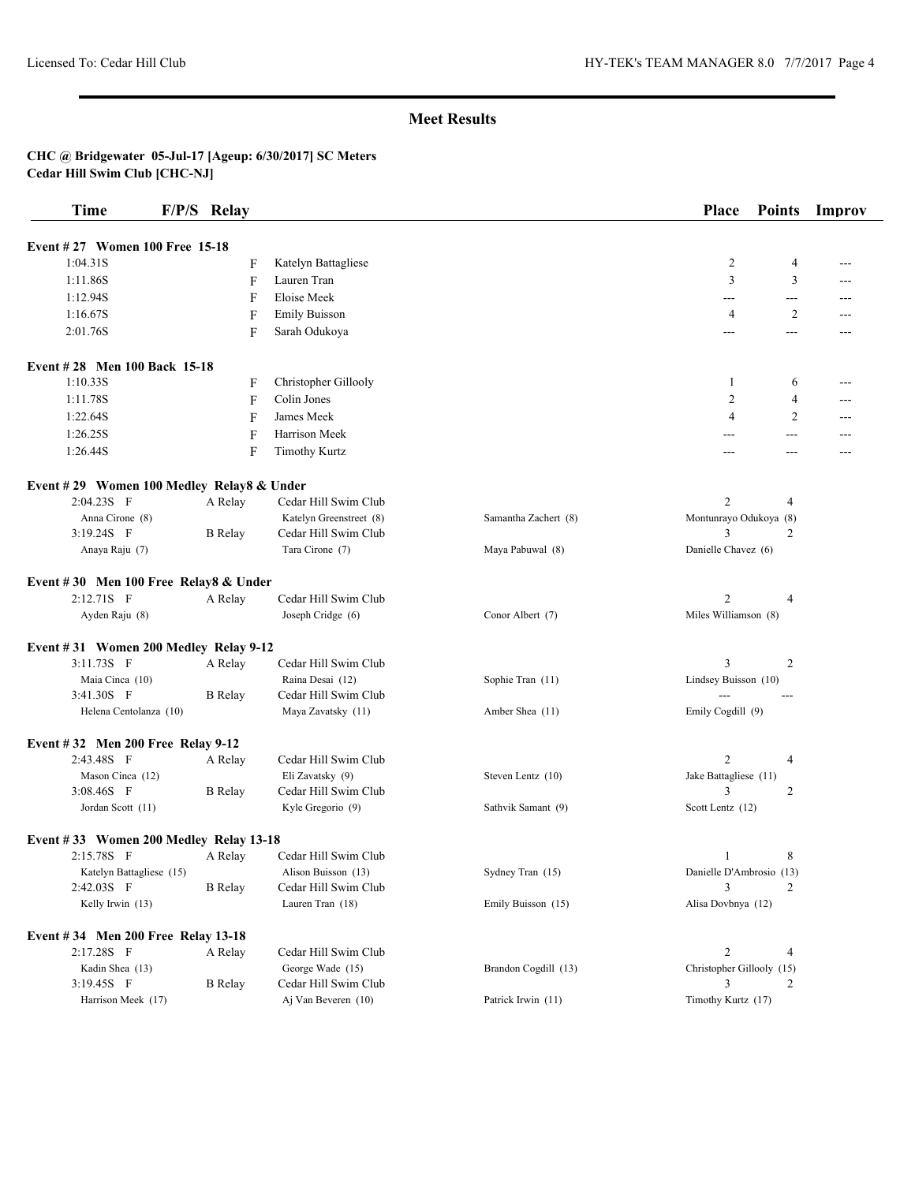## Meet Results

**CHC @ Bridgewater 05-Jul-17 [Ageup: 6/30/2017] SC Meters**
**Cedar Hill Swim Club [CHC-NJ]**

| Time | F/P/S | Relay | | | Place | Points | Improv |
|---|---|---|---|---|---|---|---|
| **Event # 27 Women 100 Free 15-18** | | | | | | | |
| 1:04.31S | F | | Katelyn Battagliese | | 2 | 4 | --- |
| 1:11.86S | F | | Lauren Tran | | 3 | 3 | --- |
| 1:12.94S | F | | Eloise Meek | | --- | --- | --- |
| 1:16.67S | F | | Emily Buisson | | 4 | 2 | --- |
| 2:01.76S | F | | Sarah Odukoya | | --- | --- | --- |
| **Event # 28 Men 100 Back 15-18** | | | | | | | |
| 1:10.33S | F | | Christopher Gillooly | | 1 | 6 | --- |
| 1:11.78S | F | | Colin Jones | | 2 | 4 | --- |
| 1:22.64S | F | | James Meek | | 4 | 2 | --- |
| 1:26.25S | F | | Harrison Meek | | --- | --- | --- |
| 1:26.44S | F | | Timothy Kurtz | | --- | --- | --- |
| **Event # 29 Women 100 Medley Relay8 & Under** | | | | | | | |
| 2:04.23S | F | A Relay | Cedar Hill Swim Club | | 2 | 4 | |
| Anna Cirone (8) | | | Katelyn Greenstreet (8) | Samantha Zachert (8) | Montunrayo Odukoya (8) | | |
| 3:19.24S | F | B Relay | Cedar Hill Swim Club | | 3 | 2 | |
| Anaya Raju (7) | | | Tara Cirone (7) | Maya Pabuwal (8) | Danielle Chavez (6) | | |
| **Event # 30 Men 100 Free Relay8 & Under** | | | | | | | |
| 2:12.71S | F | A Relay | Cedar Hill Swim Club | | 2 | 4 | |
| Ayden Raju (8) | | | Joseph Cridge (6) | Conor Albert (7) | Miles Williamson (8) | | |
| **Event # 31 Women 200 Medley Relay 9-12** | | | | | | | |
| 3:11.73S | F | A Relay | Cedar Hill Swim Club | | 3 | 2 | |
| Maia Cinca (10) | | | Raina Desai (12) | Sophie Tran (11) | Lindsey Buisson (10) | | |
| 3:41.30S | F | B Relay | Cedar Hill Swim Club | | --- | --- | |
| Helena Centolanza (10) | | | Maya Zavatsky (11) | Amber Shea (11) | Emily Cogdill (9) | | |
| **Event # 32 Men 200 Free Relay 9-12** | | | | | | | |
| 2:43.48S | F | A Relay | Cedar Hill Swim Club | | 2 | 4 | |
| Mason Cinca (12) | | | Eli Zavatsky (9) | Steven Lentz (10) | Jake Battagliese (11) | | |
| 3:08.46S | F | B Relay | Cedar Hill Swim Club | | 3 | 2 | |
| Jordan Scott (11) | | | Kyle Gregorio (9) | Sathvik Samant (9) | Scott Lentz (12) | | |
| **Event # 33 Women 200 Medley Relay 13-18** | | | | | | | |
| 2:15.78S | F | A Relay | Cedar Hill Swim Club | | 1 | 8 | |
| Katelyn Battagliese (15) | | | Alison Buisson (13) | Sydney Tran (15) | Danielle D'Ambrosio (13) | | |
| 2:42.03S | F | B Relay | Cedar Hill Swim Club | | 3 | 2 | |
| Kelly Irwin (13) | | | Lauren Tran (18) | Emily Buisson (15) | Alisa Dovbnya (12) | | |
| **Event # 34 Men 200 Free Relay 13-18** | | | | | | | |
| 2:17.28S | F | A Relay | Cedar Hill Swim Club | | 2 | 4 | |
| Kadin Shea (13) | | | George Wade (15) | Brandon Cogdill (13) | Christopher Gillooly (15) | | |
| 3:19.45S | F | B Relay | Cedar Hill Swim Club | | 3 | 2 | |
| Harrison Meek (17) | | | Aj Van Beveren (10) | Patrick Irwin (11) | Timothy Kurtz (17) | | |